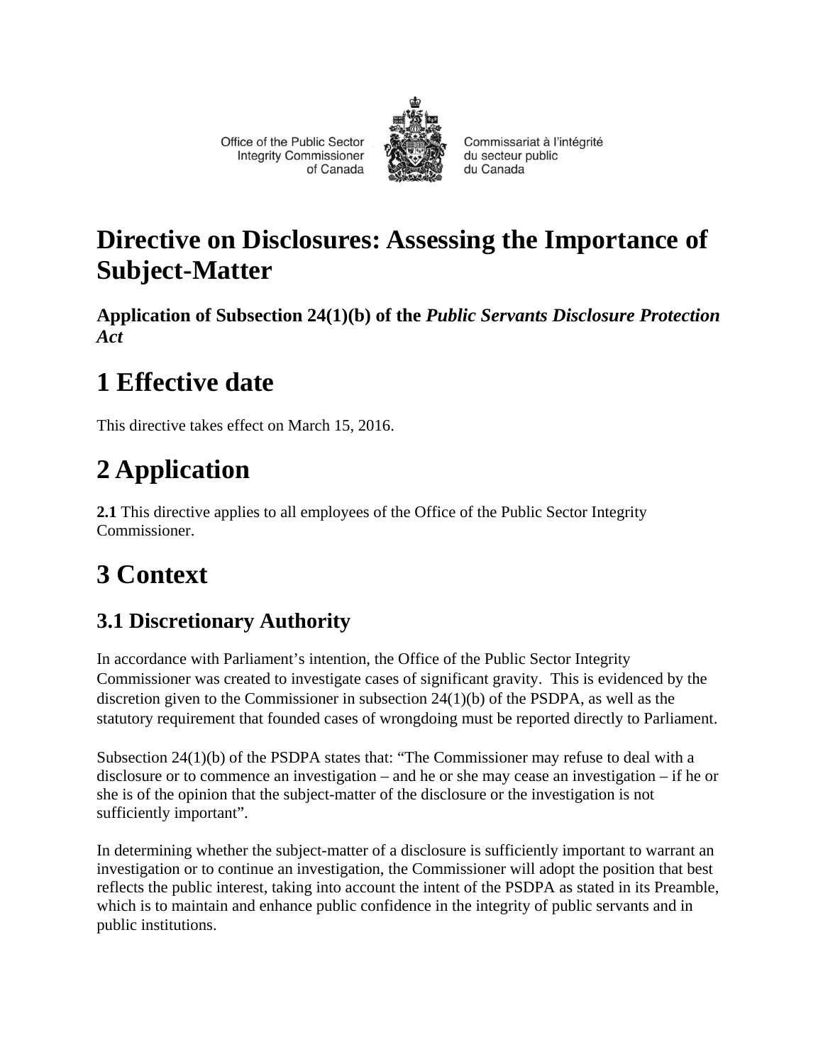Office of the Public Sector Integrity Commissioner of Canada

Commissariat à l'intégrité du secteur public du Canada

# Directive on Disclosures: Assessing the Importance of Subject-Matter

**Application of Subsection 24(1)(b) of the *Public Servants Disclosure Protection Act***

# 1 Effective date

This directive takes effect on March 15, 2016.

# 2 Application

**2.1** This directive applies to all employees of the Office of the Public Sector Integrity Commissioner.

# 3 Context

## 3.1 Discretionary Authority

In accordance with Parliament's intention, the Office of the Public Sector Integrity Commissioner was created to investigate cases of significant gravity. This is evidenced by the discretion given to the Commissioner in subsection 24(1)(b) of the PSDPA, as well as the statutory requirement that founded cases of wrongdoing must be reported directly to Parliament.

Subsection 24(1)(b) of the PSDPA states that: "The Commissioner may refuse to deal with a disclosure or to commence an investigation – and he or she may cease an investigation – if he or she is of the opinion that the subject-matter of the disclosure or the investigation is not sufficiently important".

In determining whether the subject-matter of a disclosure is sufficiently important to warrant an investigation or to continue an investigation, the Commissioner will adopt the position that best reflects the public interest, taking into account the intent of the PSDPA as stated in its Preamble, which is to maintain and enhance public confidence in the integrity of public servants and in public institutions.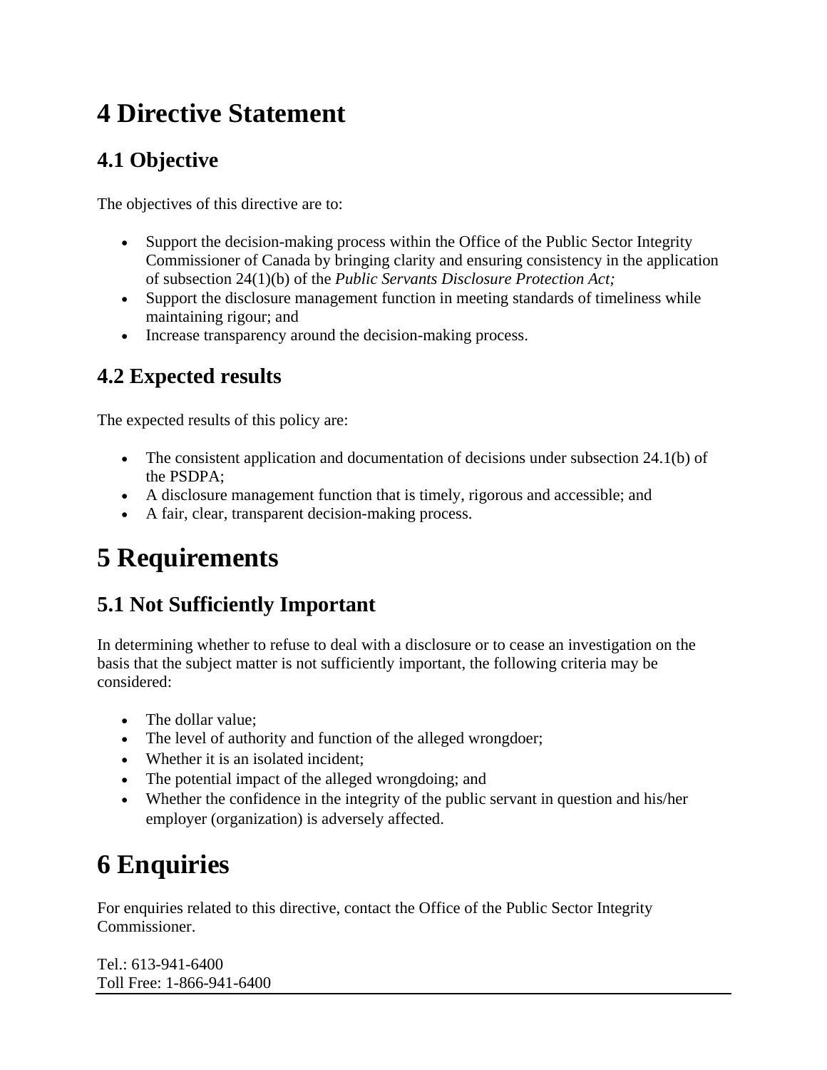# 4 Directive Statement

## 4.1 Objective

The objectives of this directive are to:

- Support the decision-making process within the Office of the Public Sector Integrity Commissioner of Canada by bringing clarity and ensuring consistency in the application of subsection 24(1)(b) of the *Public Servants Disclosure Protection Act;*
- Support the disclosure management function in meeting standards of timeliness while maintaining rigour; and
- Increase transparency around the decision-making process.

## 4.2 Expected results

The expected results of this policy are:

- The consistent application and documentation of decisions under subsection 24.1(b) of the PSDPA;
- A disclosure management function that is timely, rigorous and accessible; and
- A fair, clear, transparent decision-making process.

# 5 Requirements

## 5.1 Not Sufficiently Important

In determining whether to refuse to deal with a disclosure or to cease an investigation on the basis that the subject matter is not sufficiently important, the following criteria may be considered:

- The dollar value;
- The level of authority and function of the alleged wrongdoer;
- Whether it is an isolated incident;
- The potential impact of the alleged wrongdoing; and
- Whether the confidence in the integrity of the public servant in question and his/her employer (organization) is adversely affected.

# 6 Enquiries

For enquiries related to this directive, contact the Office of the Public Sector Integrity Commissioner.

Tel.: 613-941-6400
Toll Free: 1-866-941-6400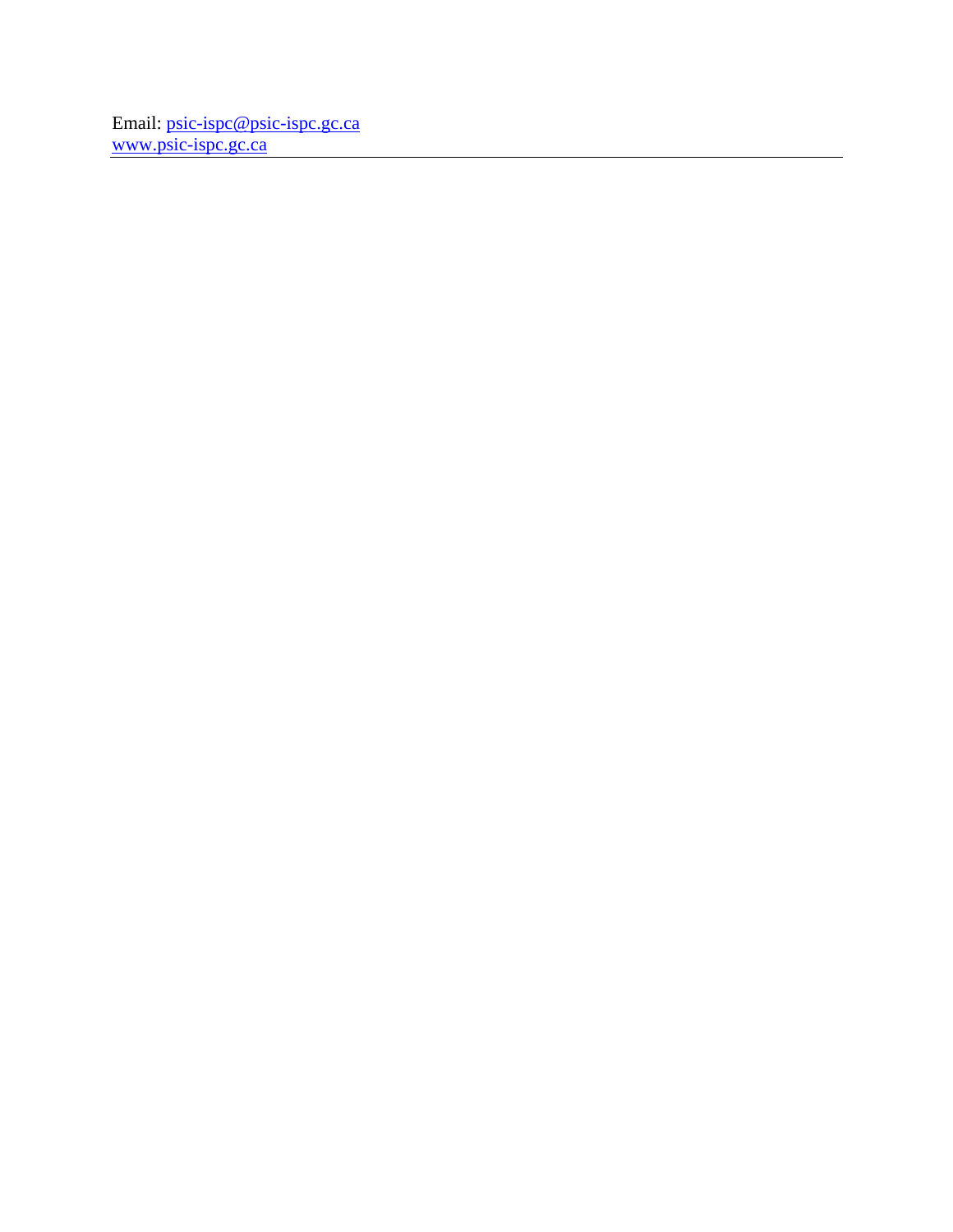Email: [psic-ispc@psic-ispc.gc.ca](mailto:psic-ispc@psic-ispc.gc.ca)
[www.psic-ispc.gc.ca](http://www.psic-ispc.gc.ca)

---